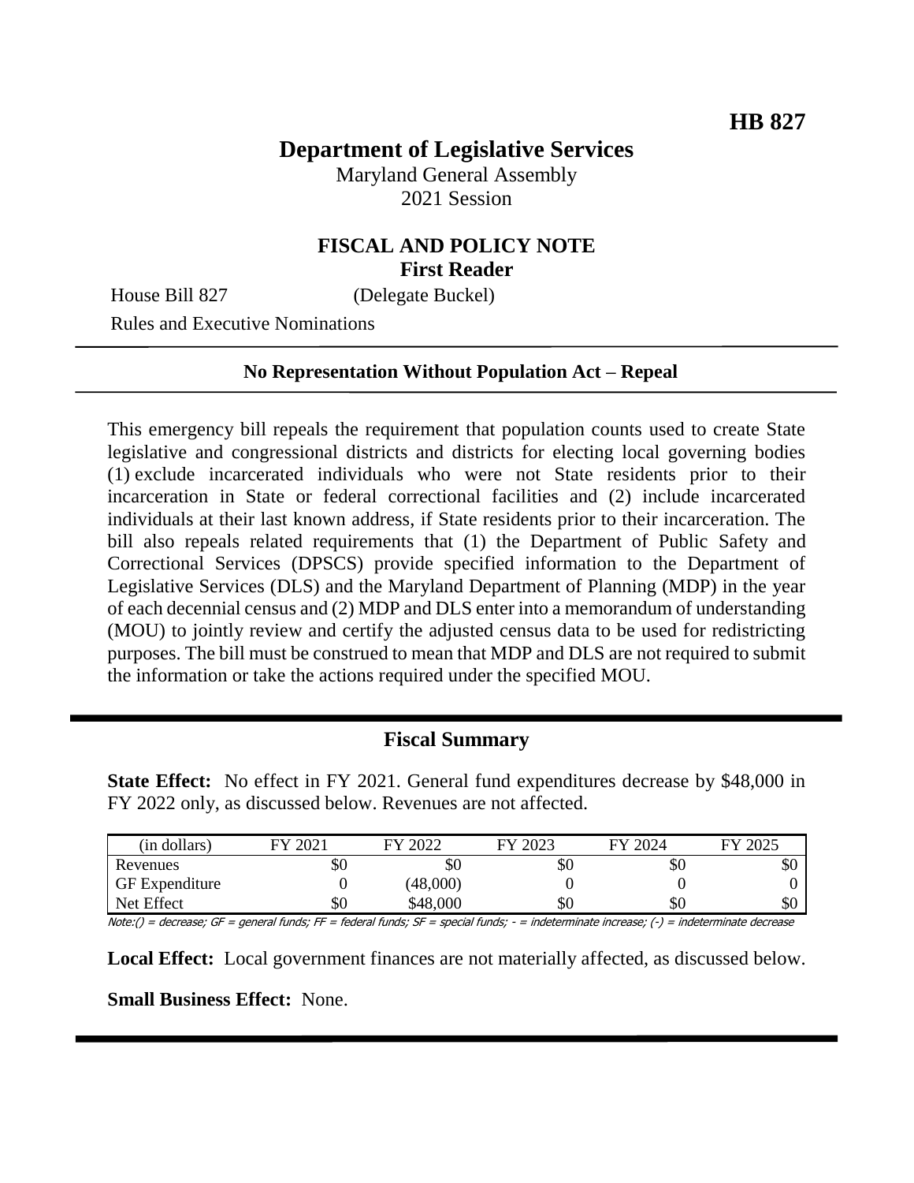**HB 827**

# Department of Legislative Services

Maryland General Assembly
2021 Session

## FISCAL AND POLICY NOTE
**First Reader**

House Bill 827 (Delegate Buckel)
Rules and Executive Nominations

---

**No Representation Without Population Act – Repeal**

---

This emergency bill repeals the requirement that population counts used to create State legislative and congressional districts and districts for electing local governing bodies (1) exclude incarcerated individuals who were not State residents prior to their incarceration in State or federal correctional facilities and (2) include incarcerated individuals at their last known address, if State residents prior to their incarceration. The bill also repeals related requirements that (1) the Department of Public Safety and Correctional Services (DPSCS) provide specified information to the Department of Legislative Services (DLS) and the Maryland Department of Planning (MDP) in the year of each decennial census and (2) MDP and DLS enter into a memorandum of understanding (MOU) to jointly review and certify the adjusted census data to be used for redistricting purposes. The bill must be construed to mean that MDP and DLS are not required to submit the information or take the actions required under the specified MOU.

---

## Fiscal Summary

**State Effect:** No effect in FY 2021. General fund expenditures decrease by $48,000 in FY 2022 only, as discussed below. Revenues are not affected.

| (in dollars) | FY 2021 | FY 2022 | FY 2023 | FY 2024 | FY 2025 |
|---|---|---|---|---|---|
| Revenues | $0 | $0 | $0 | $0 | $0 |
| GF Expenditure | 0 | (48,000) | 0 | 0 | 0 |
| Net Effect | $0 | $48,000 | $0 | $0 | $0 |

Note:() = decrease; GF = general funds; FF = federal funds; SF = special funds; - = indeterminate increase; (-) = indeterminate decrease

**Local Effect:** Local government finances are not materially affected, as discussed below.

**Small Business Effect:** None.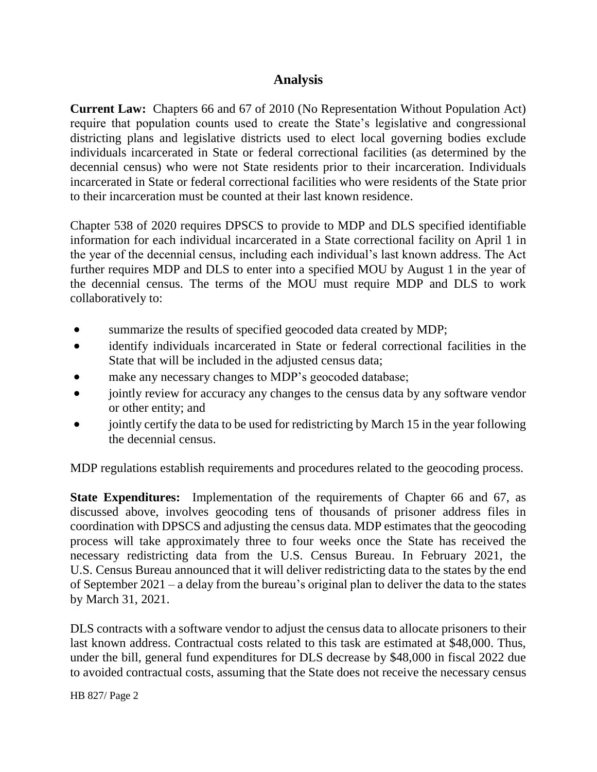## Analysis

**Current Law:** Chapters 66 and 67 of 2010 (No Representation Without Population Act) require that population counts used to create the State's legislative and congressional districting plans and legislative districts used to elect local governing bodies exclude individuals incarcerated in State or federal correctional facilities (as determined by the decennial census) who were not State residents prior to their incarceration. Individuals incarcerated in State or federal correctional facilities who were residents of the State prior to their incarceration must be counted at their last known residence.

Chapter 538 of 2020 requires DPSCS to provide to MDP and DLS specified identifiable information for each individual incarcerated in a State correctional facility on April 1 in the year of the decennial census, including each individual's last known address. The Act further requires MDP and DLS to enter into a specified MOU by August 1 in the year of the decennial census. The terms of the MOU must require MDP and DLS to work collaboratively to:

- summarize the results of specified geocoded data created by MDP;
- identify individuals incarcerated in State or federal correctional facilities in the State that will be included in the adjusted census data;
- make any necessary changes to MDP's geocoded database;
- jointly review for accuracy any changes to the census data by any software vendor or other entity; and
- jointly certify the data to be used for redistricting by March 15 in the year following the decennial census.

MDP regulations establish requirements and procedures related to the geocoding process.

**State Expenditures:** Implementation of the requirements of Chapter 66 and 67, as discussed above, involves geocoding tens of thousands of prisoner address files in coordination with DPSCS and adjusting the census data. MDP estimates that the geocoding process will take approximately three to four weeks once the State has received the necessary redistricting data from the U.S. Census Bureau. In February 2021, the U.S. Census Bureau announced that it will deliver redistricting data to the states by the end of September 2021 – a delay from the bureau's original plan to deliver the data to the states by March 31, 2021.

DLS contracts with a software vendor to adjust the census data to allocate prisoners to their last known address. Contractual costs related to this task are estimated at $48,000. Thus, under the bill, general fund expenditures for DLS decrease by $48,000 in fiscal 2022 due to avoided contractual costs, assuming that the State does not receive the necessary census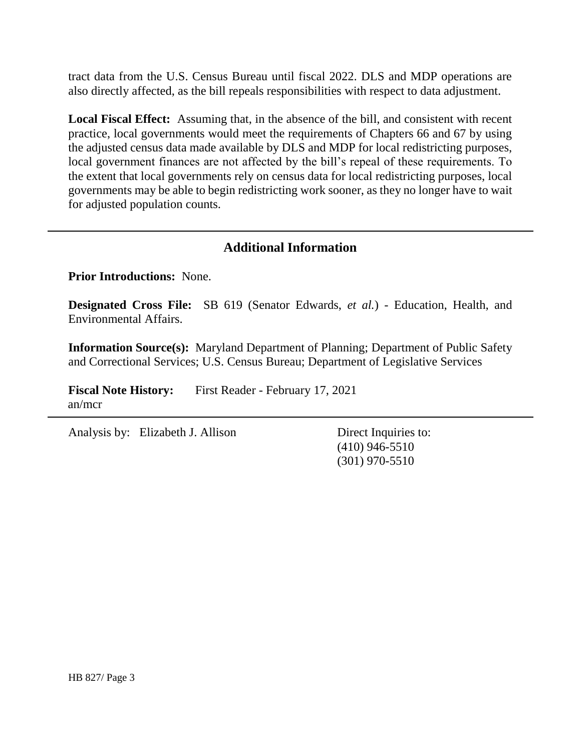tract data from the U.S. Census Bureau until fiscal 2022. DLS and MDP operations are also directly affected, as the bill repeals responsibilities with respect to data adjustment.

**Local Fiscal Effect:** Assuming that, in the absence of the bill, and consistent with recent practice, local governments would meet the requirements of Chapters 66 and 67 by using the adjusted census data made available by DLS and MDP for local redistricting purposes, local government finances are not affected by the bill's repeal of these requirements. To the extent that local governments rely on census data for local redistricting purposes, local governments may be able to begin redistricting work sooner, as they no longer have to wait for adjusted population counts.

---

## Additional Information

**Prior Introductions:** None.

**Designated Cross File:** SB 619 (Senator Edwards, *et al.*) - Education, Health, and Environmental Affairs.

**Information Source(s):** Maryland Department of Planning; Department of Public Safety and Correctional Services; U.S. Census Bureau; Department of Legislative Services

**Fiscal Note History:** First Reader - February 17, 2021
an/mcr

---

Analysis by: Elizabeth J. Allison

Direct Inquiries to:
(410) 946-5510
(301) 970-5510